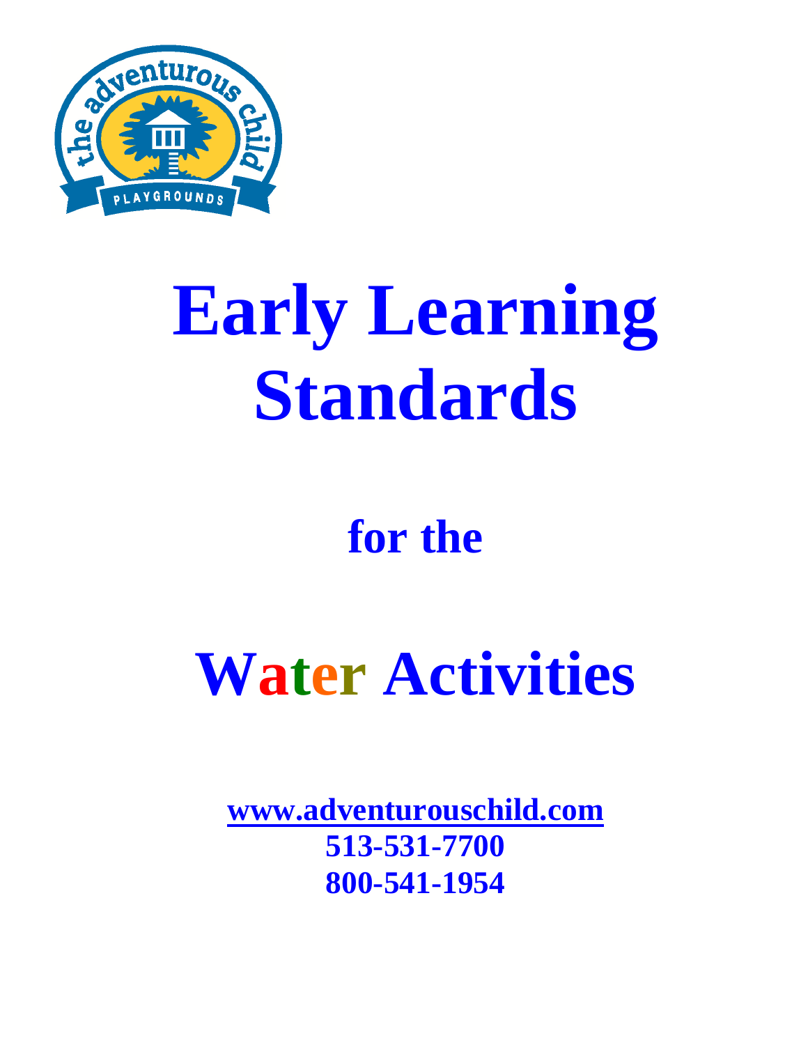# Early Learning Standards

## for the

# Water Activities

**www.adventurouschild.com**
**513-531-7700**
**800-541-1954**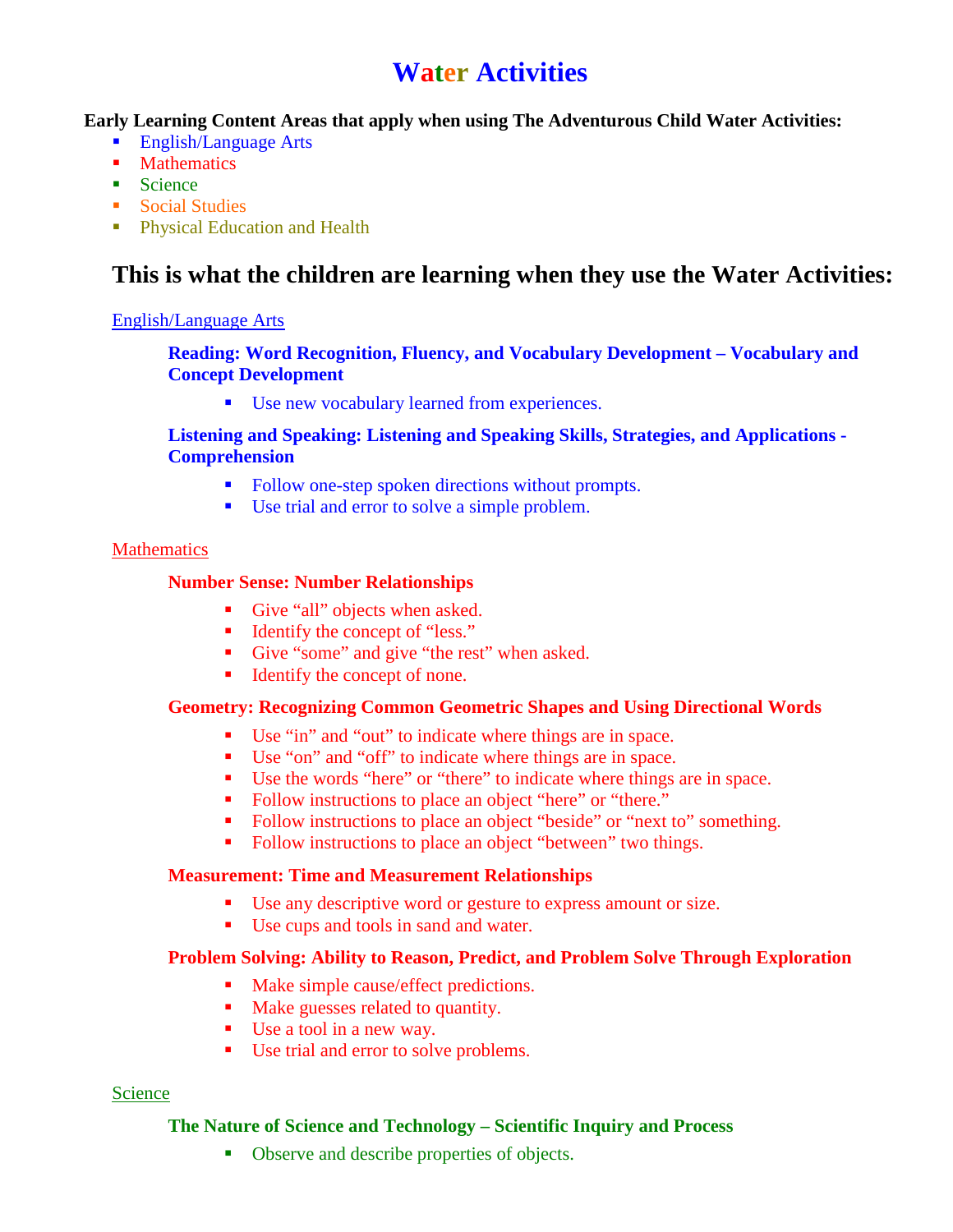# Water Activities

**Early Learning Content Areas that apply when using The Adventurous Child Water Activities:**

- English/Language Arts
- Mathematics
- Science
- Social Studies
- Physical Education and Health

## This is what the children are learning when they use the Water Activities:

English/Language Arts

**Reading: Word Recognition, Fluency, and Vocabulary Development – Vocabulary and Concept Development**

- Use new vocabulary learned from experiences.

**Listening and Speaking: Listening and Speaking Skills, Strategies, and Applications - Comprehension**

- Follow one-step spoken directions without prompts.
- Use trial and error to solve a simple problem.

Mathematics

**Number Sense: Number Relationships**

- Give "all" objects when asked.
- Identify the concept of "less."
- Give "some" and give "the rest" when asked.
- Identify the concept of none.

**Geometry: Recognizing Common Geometric Shapes and Using Directional Words**

- Use "in" and "out" to indicate where things are in space.
- Use "on" and "off" to indicate where things are in space.
- Use the words "here" or "there" to indicate where things are in space.
- Follow instructions to place an object "here" or "there."
- Follow instructions to place an object "beside" or "next to" something.
- Follow instructions to place an object "between" two things.

**Measurement: Time and Measurement Relationships**

- Use any descriptive word or gesture to express amount or size.
- Use cups and tools in sand and water.

**Problem Solving: Ability to Reason, Predict, and Problem Solve Through Exploration**

- Make simple cause/effect predictions.
- Make guesses related to quantity.
- Use a tool in a new way.
- Use trial and error to solve problems.

Science

**The Nature of Science and Technology – Scientific Inquiry and Process**

- Observe and describe properties of objects.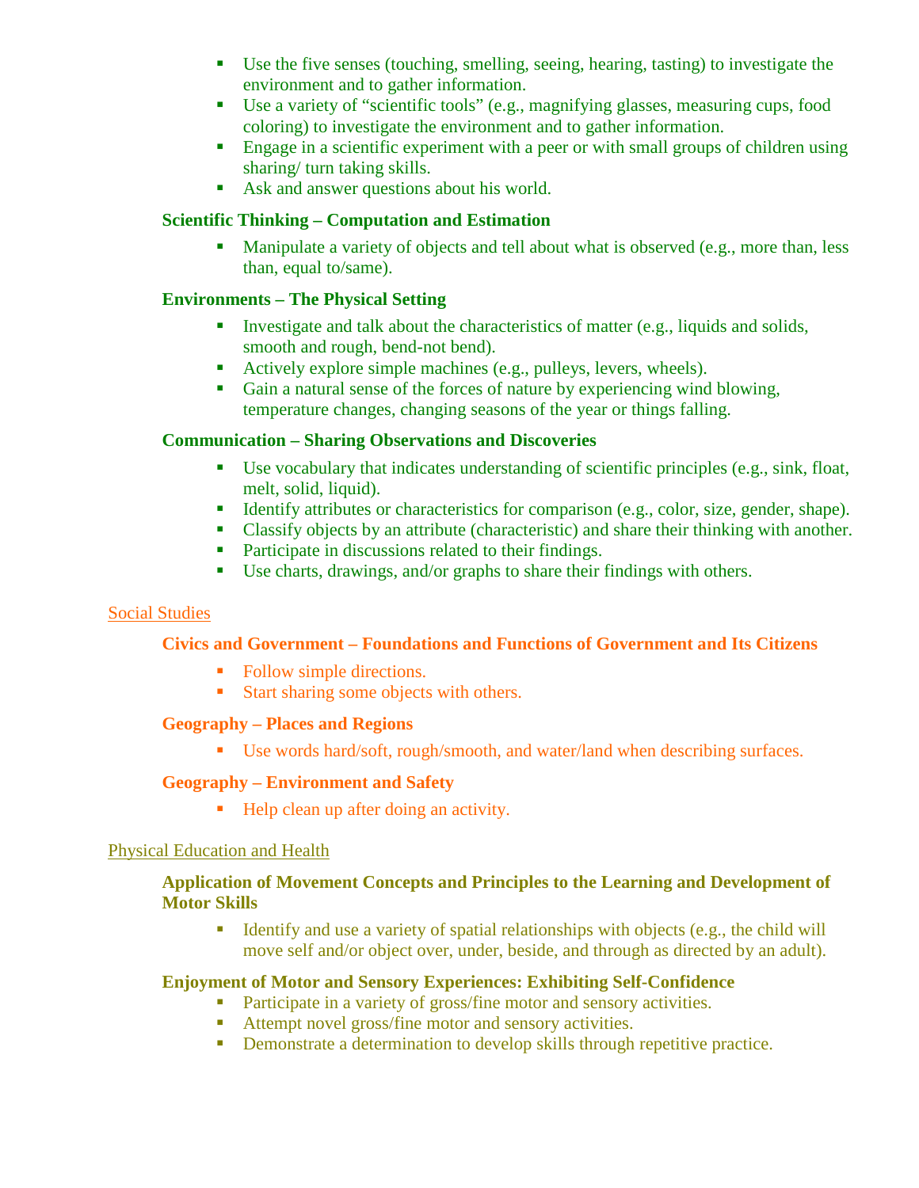- Use the five senses (touching, smelling, seeing, hearing, tasting) to investigate the environment and to gather information.
- Use a variety of "scientific tools" (e.g., magnifying glasses, measuring cups, food coloring) to investigate the environment and to gather information.
- Engage in a scientific experiment with a peer or with small groups of children using sharing/ turn taking skills.
- Ask and answer questions about his world.

**Scientific Thinking – Computation and Estimation**

- Manipulate a variety of objects and tell about what is observed (e.g., more than, less than, equal to/same).

**Environments – The Physical Setting**

- Investigate and talk about the characteristics of matter (e.g., liquids and solids, smooth and rough, bend-not bend).
- Actively explore simple machines (e.g., pulleys, levers, wheels).
- Gain a natural sense of the forces of nature by experiencing wind blowing, temperature changes, changing seasons of the year or things falling.

**Communication – Sharing Observations and Discoveries**

- Use vocabulary that indicates understanding of scientific principles (e.g., sink, float, melt, solid, liquid).
- Identify attributes or characteristics for comparison (e.g., color, size, gender, shape).
- Classify objects by an attribute (characteristic) and share their thinking with another.
- Participate in discussions related to their findings.
- Use charts, drawings, and/or graphs to share their findings with others.

## Social Studies

**Civics and Government – Foundations and Functions of Government and Its Citizens**

- Follow simple directions.
- Start sharing some objects with others.

**Geography – Places and Regions**

- Use words hard/soft, rough/smooth, and water/land when describing surfaces.

**Geography – Environment and Safety**

- Help clean up after doing an activity.

## Physical Education and Health

**Application of Movement Concepts and Principles to the Learning and Development of Motor Skills**

- Identify and use a variety of spatial relationships with objects (e.g., the child will move self and/or object over, under, beside, and through as directed by an adult).

**Enjoyment of Motor and Sensory Experiences: Exhibiting Self-Confidence**

- Participate in a variety of gross/fine motor and sensory activities.
- Attempt novel gross/fine motor and sensory activities.
- Demonstrate a determination to develop skills through repetitive practice.